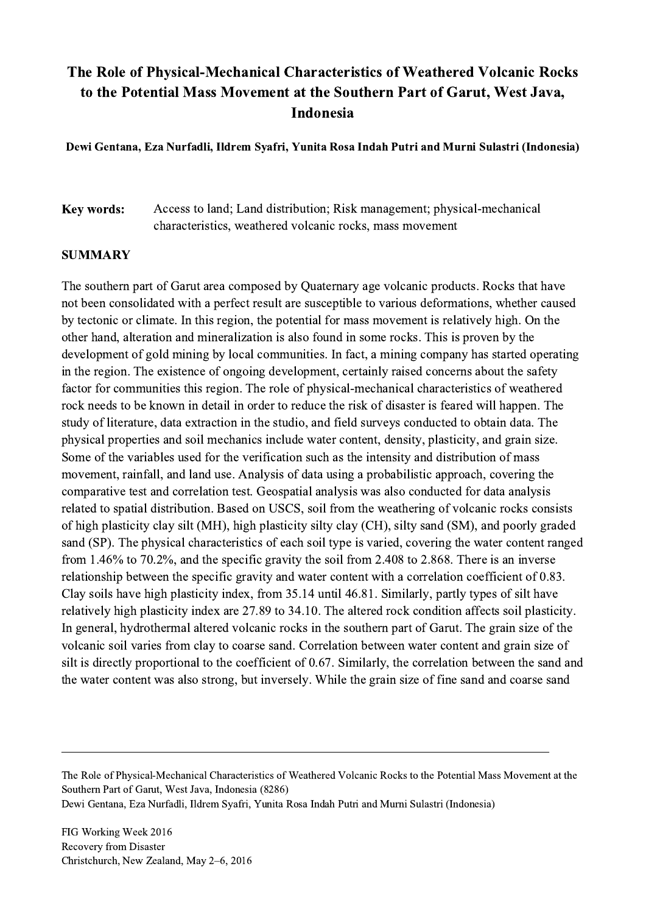# The Role of Physical-Mechanical Characteristics of Weathered Volcanic Rocks to the Potential Mass Movement at the Southern Part of Garut, West Java, Indonesia

**Dewi Gentana, Eza Nurfadli, Ildrem Syafri, Yunita Rosa Indah Putri and Murni Sulastri (Indonesia)**

**Key words:** Access to land; Land distribution; Risk management; physical-mechanical characteristics, weathered volcanic rocks, mass movement

## SUMMARY

The southern part of Garut area composed by Quaternary age volcanic products. Rocks that have not been consolidated with a perfect result are susceptible to various deformations, whether caused by tectonic or climate. In this region, the potential for mass movement is relatively high. On the other hand, alteration and mineralization is also found in some rocks. This is proven by the development of gold mining by local communities. In fact, a mining company has started operating in the region. The existence of ongoing development, certainly raised concerns about the safety factor for communities this region. The role of physical-mechanical characteristics of weathered rock needs to be known in detail in order to reduce the risk of disaster is feared will happen. The study of literature, data extraction in the studio, and field surveys conducted to obtain data. The physical properties and soil mechanics include water content, density, plasticity, and grain size. Some of the variables used for the verification such as the intensity and distribution of mass movement, rainfall, and land use. Analysis of data using a probabilistic approach, covering the comparative test and correlation test. Geospatial analysis was also conducted for data analysis related to spatial distribution. Based on USCS, soil from the weathering of volcanic rocks consists of high plasticity clay silt (MH), high plasticity silty clay (CH), silty sand (SM), and poorly graded sand (SP). The physical characteristics of each soil type is varied, covering the water content ranged from 1.46% to 70.2%, and the specific gravity the soil from 2.408 to 2.868. There is an inverse relationship between the specific gravity and water content with a correlation coefficient of 0.83. Clay soils have high plasticity index, from 35.14 until 46.81. Similarly, partly types of silt have relatively high plasticity index are 27.89 to 34.10. The altered rock condition affects soil plasticity. In general, hydrothermal altered volcanic rocks in the southern part of Garut. The grain size of the volcanic soil varies from clay to coarse sand. Correlation between water content and grain size of silt is directly proportional to the coefficient of 0.67. Similarly, the correlation between the sand and the water content was also strong, but inversely. While the grain size of fine sand and coarse sand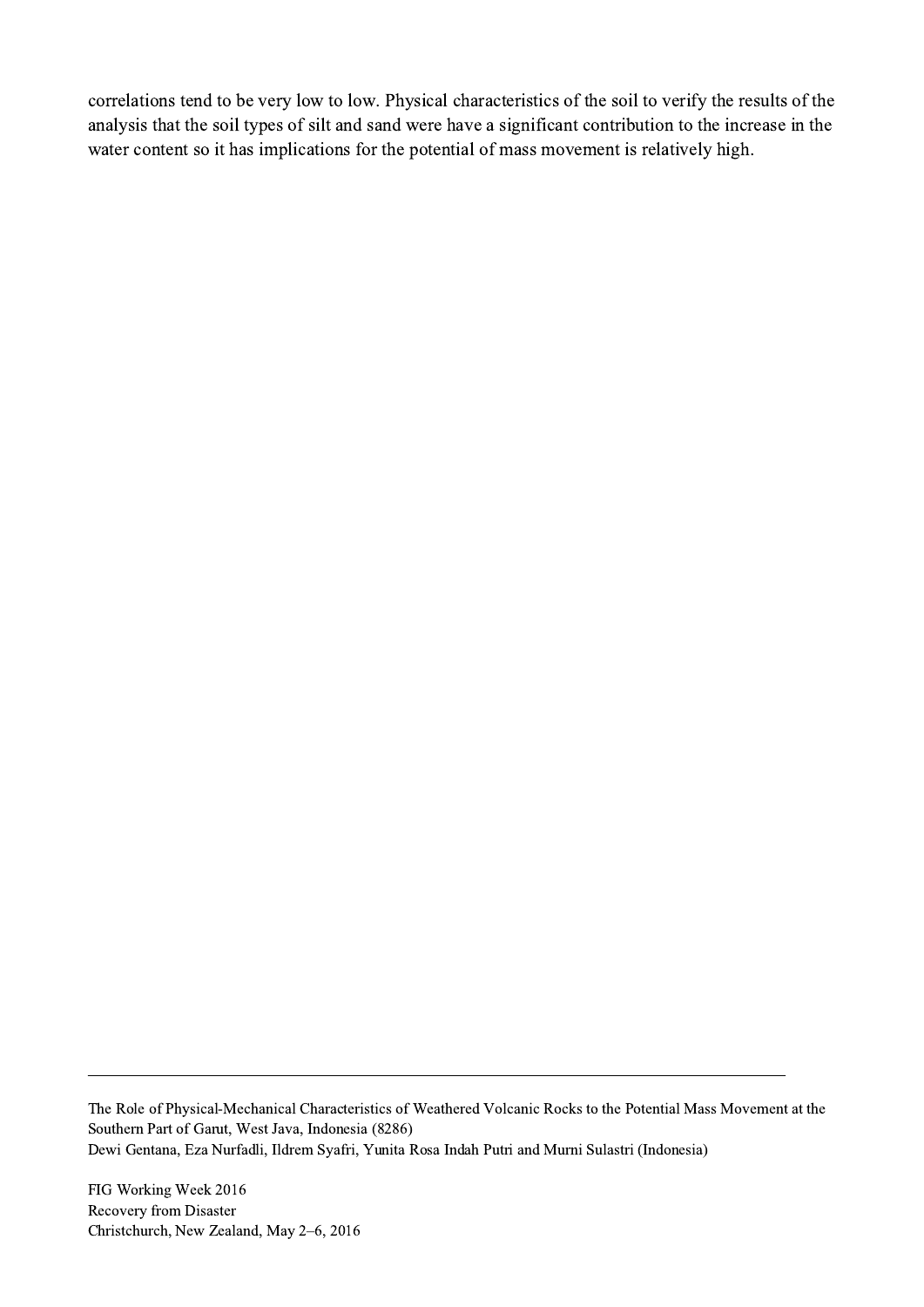correlations tend to be very low to low. Physical characteristics of the soil to verify the results of the analysis that the soil types of silt and sand were have a significant contribution to the increase in the water content so it has implications for the potential of mass movement is relatively high.